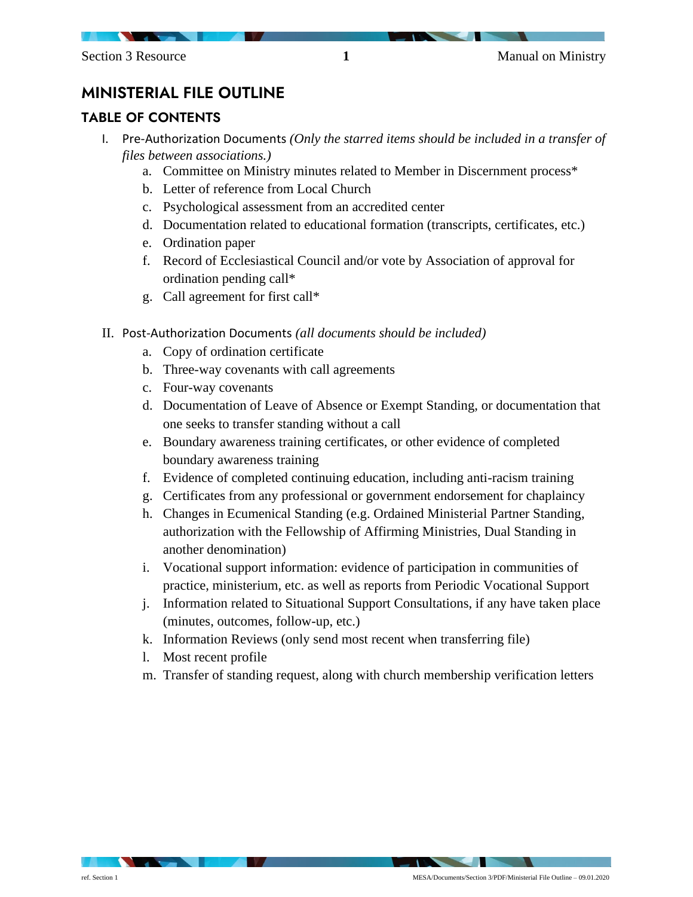# MINISTERIAL FILE OUTLINE

## TABLE OF CONTENTS

I. Pre-Authorization Documents *(Only the starred items should be included in a transfer of files between associations.)*
   a. Committee on Ministry minutes related to Member in Discernment process*
   b. Letter of reference from Local Church
   c. Psychological assessment from an accredited center
   d. Documentation related to educational formation (transcripts, certificates, etc.)
   e. Ordination paper
   f. Record of Ecclesiastical Council and/or vote by Association of approval for ordination pending call*
   g. Call agreement for first call*

II. Post-Authorization Documents *(all documents should be included)*
   a. Copy of ordination certificate
   b. Three-way covenants with call agreements
   c. Four-way covenants
   d. Documentation of Leave of Absence or Exempt Standing, or documentation that one seeks to transfer standing without a call
   e. Boundary awareness training certificates, or other evidence of completed boundary awareness training
   f. Evidence of completed continuing education, including anti-racism training
   g. Certificates from any professional or government endorsement for chaplaincy
   h. Changes in Ecumenical Standing (e.g. Ordained Ministerial Partner Standing, authorization with the Fellowship of Affirming Ministries, Dual Standing in another denomination)
   i. Vocational support information: evidence of participation in communities of practice, ministerium, etc. as well as reports from Periodic Vocational Support
   j. Information related to Situational Support Consultations, if any have taken place (minutes, outcomes, follow-up, etc.)
   k. Information Reviews (only send most recent when transferring file)
   l. Most recent profile
   m. Transfer of standing request, along with church membership verification letters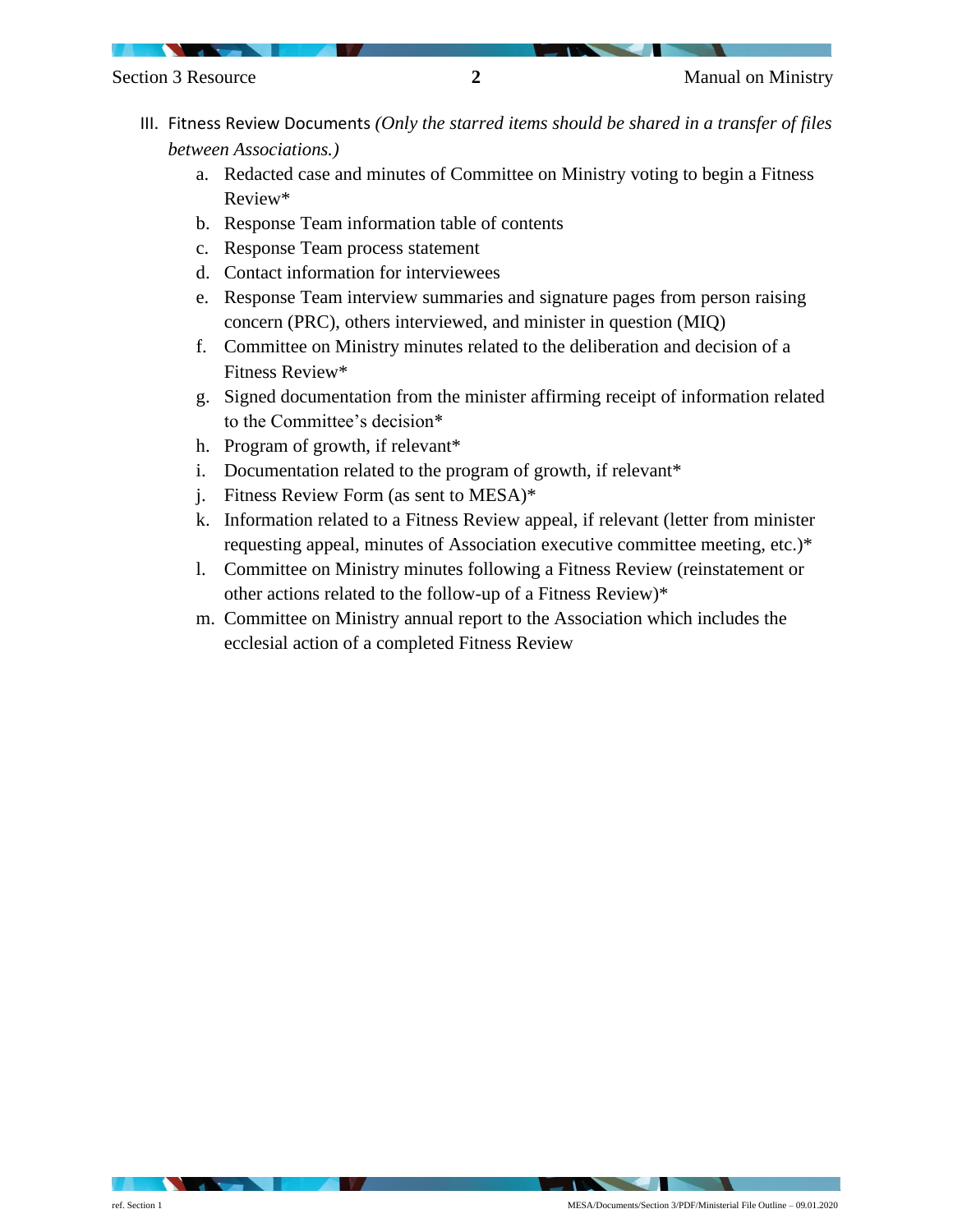III. Fitness Review Documents *(Only the starred items should be shared in a transfer of files between Associations.)*

a. Redacted case and minutes of Committee on Ministry voting to begin a Fitness Review*
b. Response Team information table of contents
c. Response Team process statement
d. Contact information for interviewees
e. Response Team interview summaries and signature pages from person raising concern (PRC), others interviewed, and minister in question (MIQ)
f. Committee on Ministry minutes related to the deliberation and decision of a Fitness Review*
g. Signed documentation from the minister affirming receipt of information related to the Committee's decision*
h. Program of growth, if relevant*
i. Documentation related to the program of growth, if relevant*
j. Fitness Review Form (as sent to MESA)*
k. Information related to a Fitness Review appeal, if relevant (letter from minister requesting appeal, minutes of Association executive committee meeting, etc.)*
l. Committee on Ministry minutes following a Fitness Review (reinstatement or other actions related to the follow-up of a Fitness Review)*
m. Committee on Ministry annual report to the Association which includes the ecclesial action of a completed Fitness Review